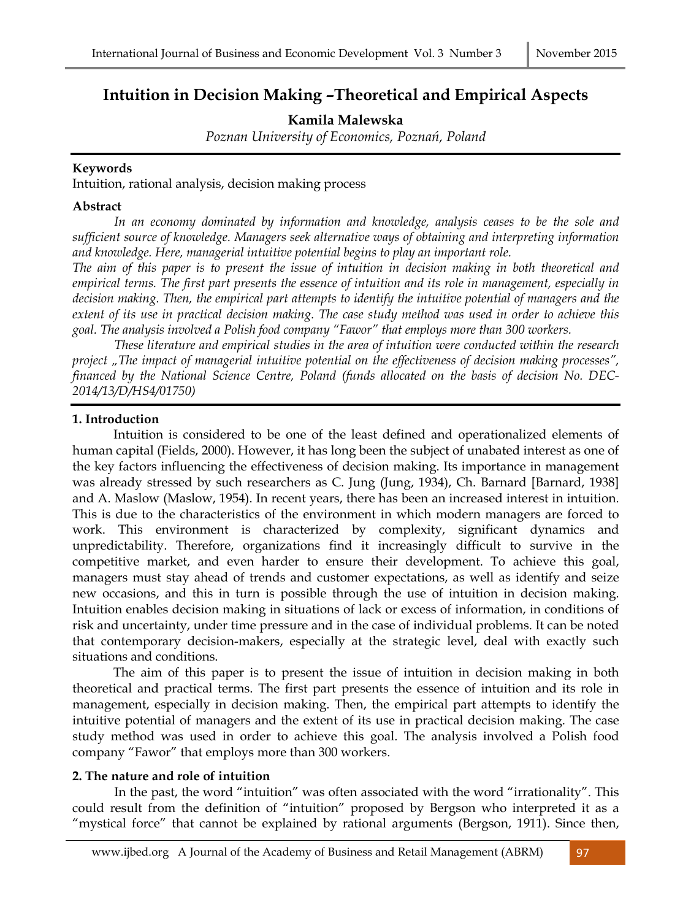# Intuition in Decision Making –Theoretical and Empirical Aspects

**Kamila Malewska**

*Poznan University of Economics, Poznań, Poland*

**Keywords**

Intuition, rational analysis, decision making process

**Abstract**

*In an economy dominated by information and knowledge, analysis ceases to be the sole and sufficient source of knowledge. Managers seek alternative ways of obtaining and interpreting information and knowledge. Here, managerial intuitive potential begins to play an important role.*

*The aim of this paper is to present the issue of intuition in decision making in both theoretical and empirical terms. The first part presents the essence of intuition and its role in management, especially in decision making. Then, the empirical part attempts to identify the intuitive potential of managers and the extent of its use in practical decision making. The case study method was used in order to achieve this goal. The analysis involved a Polish food company "Fawor" that employs more than 300 workers.*

*These literature and empirical studies in the area of intuition were conducted within the research project „The impact of managerial intuitive potential on the effectiveness of decision making processes", financed by the National Science Centre, Poland (funds allocated on the basis of decision No. DEC-2014/13/D/HS4/01750)*

## 1. Introduction

Intuition is considered to be one of the least defined and operationalized elements of human capital (Fields, 2000). However, it has long been the subject of unabated interest as one of the key factors influencing the effectiveness of decision making. Its importance in management was already stressed by such researchers as C. Jung (Jung, 1934), Ch. Barnard [Barnard, 1938] and A. Maslow (Maslow, 1954). In recent years, there has been an increased interest in intuition. This is due to the characteristics of the environment in which modern managers are forced to work. This environment is characterized by complexity, significant dynamics and unpredictability. Therefore, organizations find it increasingly difficult to survive in the competitive market, and even harder to ensure their development. To achieve this goal, managers must stay ahead of trends and customer expectations, as well as identify and seize new occasions, and this in turn is possible through the use of intuition in decision making. Intuition enables decision making in situations of lack or excess of information, in conditions of risk and uncertainty, under time pressure and in the case of individual problems. It can be noted that contemporary decision-makers, especially at the strategic level, deal with exactly such situations and conditions.

The aim of this paper is to present the issue of intuition in decision making in both theoretical and practical terms. The first part presents the essence of intuition and its role in management, especially in decision making. Then, the empirical part attempts to identify the intuitive potential of managers and the extent of its use in practical decision making. The case study method was used in order to achieve this goal. The analysis involved a Polish food company "Fawor" that employs more than 300 workers.

## 2. The nature and role of intuition

In the past, the word "intuition" was often associated with the word "irrationality". This could result from the definition of "intuition" proposed by Bergson who interpreted it as a "mystical force" that cannot be explained by rational arguments (Bergson, 1911). Since then,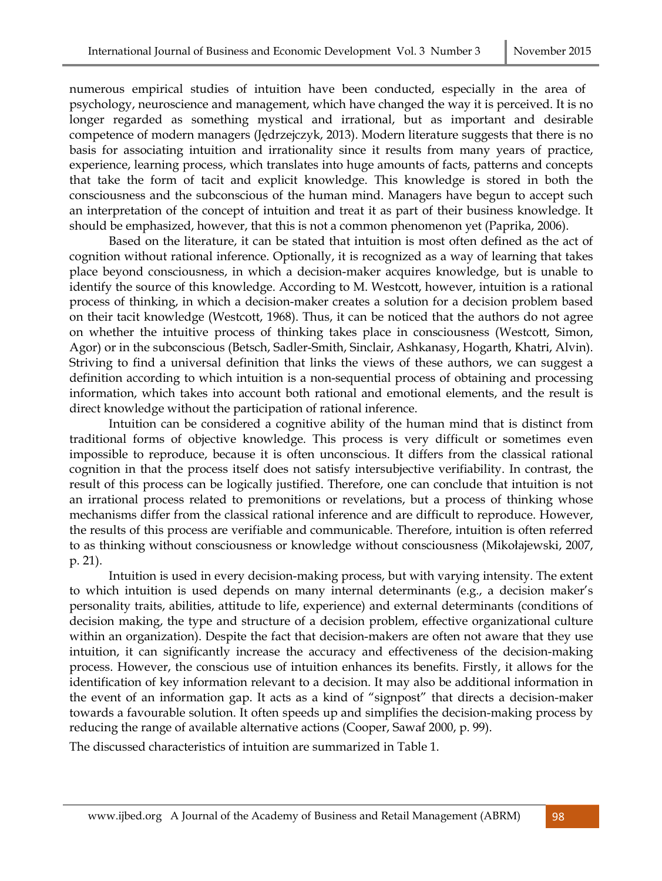numerous empirical studies of intuition have been conducted, especially in the area of psychology, neuroscience and management, which have changed the way it is perceived. It is no longer regarded as something mystical and irrational, but as important and desirable competence of modern managers (Jędrzejczyk, 2013). Modern literature suggests that there is no basis for associating intuition and irrationality since it results from many years of practice, experience, learning process, which translates into huge amounts of facts, patterns and concepts that take the form of tacit and explicit knowledge. This knowledge is stored in both the consciousness and the subconscious of the human mind. Managers have begun to accept such an interpretation of the concept of intuition and treat it as part of their business knowledge. It should be emphasized, however, that this is not a common phenomenon yet (Paprika, 2006).

Based on the literature, it can be stated that intuition is most often defined as the act of cognition without rational inference. Optionally, it is recognized as a way of learning that takes place beyond consciousness, in which a decision-maker acquires knowledge, but is unable to identify the source of this knowledge. According to M. Westcott, however, intuition is a rational process of thinking, in which a decision-maker creates a solution for a decision problem based on their tacit knowledge (Westcott, 1968). Thus, it can be noticed that the authors do not agree on whether the intuitive process of thinking takes place in consciousness (Westcott, Simon, Agor) or in the subconscious (Betsch, Sadler-Smith, Sinclair, Ashkanasy, Hogarth, Khatri, Alvin). Striving to find a universal definition that links the views of these authors, we can suggest a definition according to which intuition is a non-sequential process of obtaining and processing information, which takes into account both rational and emotional elements, and the result is direct knowledge without the participation of rational inference.

Intuition can be considered a cognitive ability of the human mind that is distinct from traditional forms of objective knowledge. This process is very difficult or sometimes even impossible to reproduce, because it is often unconscious. It differs from the classical rational cognition in that the process itself does not satisfy intersubjective verifiability. In contrast, the result of this process can be logically justified. Therefore, one can conclude that intuition is not an irrational process related to premonitions or revelations, but a process of thinking whose mechanisms differ from the classical rational inference and are difficult to reproduce. However, the results of this process are verifiable and communicable. Therefore, intuition is often referred to as thinking without consciousness or knowledge without consciousness (Mikołajewski, 2007, p. 21).

Intuition is used in every decision-making process, but with varying intensity. The extent to which intuition is used depends on many internal determinants (e.g., a decision maker's personality traits, abilities, attitude to life, experience) and external determinants (conditions of decision making, the type and structure of a decision problem, effective organizational culture within an organization). Despite the fact that decision-makers are often not aware that they use intuition, it can significantly increase the accuracy and effectiveness of the decision-making process. However, the conscious use of intuition enhances its benefits. Firstly, it allows for the identification of key information relevant to a decision. It may also be additional information in the event of an information gap. It acts as a kind of "signpost" that directs a decision-maker towards a favourable solution. It often speeds up and simplifies the decision-making process by reducing the range of available alternative actions (Cooper, Sawaf 2000, p. 99).

The discussed characteristics of intuition are summarized in Table 1.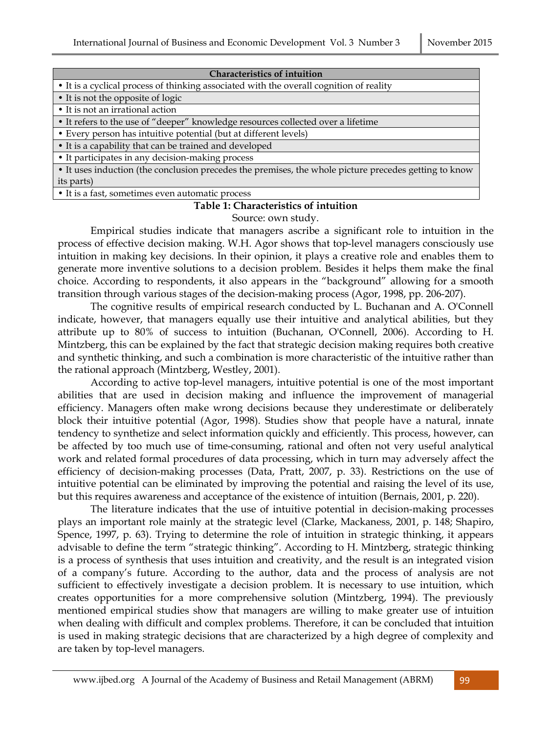| Characteristics of intuition |
| --- |
| • It is a cyclical process of thinking associated with the overall cognition of reality |
| • It is not the opposite of logic |
| • It is not an irrational action |
| • It refers to the use of "deeper" knowledge resources collected over a lifetime |
| • Every person has intuitive potential (but at different levels) |
| • It is a capability that can be trained and developed |
| • It participates in any decision-making process |
| • It uses induction (the conclusion precedes the premises, the whole picture precedes getting to know its parts) |
| • It is a fast, sometimes even automatic process |

**Table 1: Characteristics of intuition**

Source: own study.

Empirical studies indicate that managers ascribe a significant role to intuition in the process of effective decision making. W.H. Agor shows that top-level managers consciously use intuition in making key decisions. In their opinion, it plays a creative role and enables them to generate more inventive solutions to a decision problem. Besides it helps them make the final choice. According to respondents, it also appears in the "background" allowing for a smooth transition through various stages of the decision-making process (Agor, 1998, pp. 206-207).

The cognitive results of empirical research conducted by L. Buchanan and A. O'Connell indicate, however, that managers equally use their intuitive and analytical abilities, but they attribute up to 80% of success to intuition (Buchanan, O'Connell, 2006). According to H. Mintzberg, this can be explained by the fact that strategic decision making requires both creative and synthetic thinking, and such a combination is more characteristic of the intuitive rather than the rational approach (Mintzberg, Westley, 2001).

According to active top-level managers, intuitive potential is one of the most important abilities that are used in decision making and influence the improvement of managerial efficiency. Managers often make wrong decisions because they underestimate or deliberately block their intuitive potential (Agor, 1998). Studies show that people have a natural, innate tendency to synthetize and select information quickly and efficiently. This process, however, can be affected by too much use of time-consuming, rational and often not very useful analytical work and related formal procedures of data processing, which in turn may adversely affect the efficiency of decision-making processes (Data, Pratt, 2007, p. 33). Restrictions on the use of intuitive potential can be eliminated by improving the potential and raising the level of its use, but this requires awareness and acceptance of the existence of intuition (Bernais, 2001, p. 220).

The literature indicates that the use of intuitive potential in decision-making processes plays an important role mainly at the strategic level (Clarke, Mackaness, 2001, p. 148; Shapiro, Spence, 1997, p. 63). Trying to determine the role of intuition in strategic thinking, it appears advisable to define the term "strategic thinking". According to H. Mintzberg, strategic thinking is a process of synthesis that uses intuition and creativity, and the result is an integrated vision of a company's future. According to the author, data and the process of analysis are not sufficient to effectively investigate a decision problem. It is necessary to use intuition, which creates opportunities for a more comprehensive solution (Mintzberg, 1994). The previously mentioned empirical studies show that managers are willing to make greater use of intuition when dealing with difficult and complex problems. Therefore, it can be concluded that intuition is used in making strategic decisions that are characterized by a high degree of complexity and are taken by top-level managers.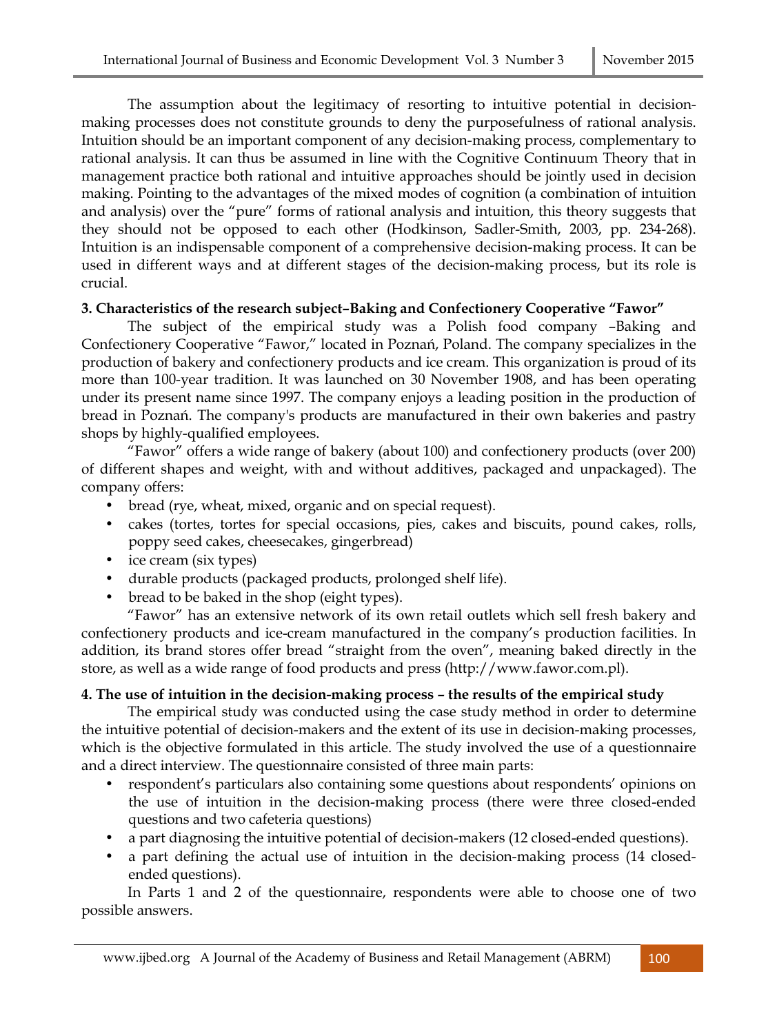The assumption about the legitimacy of resorting to intuitive potential in decision-making processes does not constitute grounds to deny the purposefulness of rational analysis. Intuition should be an important component of any decision-making process, complementary to rational analysis. It can thus be assumed in line with the Cognitive Continuum Theory that in management practice both rational and intuitive approaches should be jointly used in decision making. Pointing to the advantages of the mixed modes of cognition (a combination of intuition and analysis) over the "pure" forms of rational analysis and intuition, this theory suggests that they should not be opposed to each other (Hodkinson, Sadler-Smith, 2003, pp. 234-268). Intuition is an indispensable component of a comprehensive decision-making process. It can be used in different ways and at different stages of the decision-making process, but its role is crucial.

## 3. Characteristics of the research subject–Baking and Confectionery Cooperative "Fawor"

The subject of the empirical study was a Polish food company –Baking and Confectionery Cooperative "Fawor," located in Poznań, Poland. The company specializes in the production of bakery and confectionery products and ice cream. This organization is proud of its more than 100-year tradition. It was launched on 30 November 1908, and has been operating under its present name since 1997. The company enjoys a leading position in the production of bread in Poznań. The company's products are manufactured in their own bakeries and pastry shops by highly-qualified employees.

"Fawor" offers a wide range of bakery (about 100) and confectionery products (over 200) of different shapes and weight, with and without additives, packaged and unpackaged). The company offers:

- bread (rye, wheat, mixed, organic and on special request).
- cakes (tortes, tortes for special occasions, pies, cakes and biscuits, pound cakes, rolls, poppy seed cakes, cheesecakes, gingerbread)
- ice cream (six types)
- durable products (packaged products, prolonged shelf life).
- bread to be baked in the shop (eight types).

"Fawor" has an extensive network of its own retail outlets which sell fresh bakery and confectionery products and ice-cream manufactured in the company's production facilities. In addition, its brand stores offer bread "straight from the oven", meaning baked directly in the store, as well as a wide range of food products and press (http://www.fawor.com.pl).

## 4. The use of intuition in the decision-making process – the results of the empirical study

The empirical study was conducted using the case study method in order to determine the intuitive potential of decision-makers and the extent of its use in decision-making processes, which is the objective formulated in this article. The study involved the use of a questionnaire and a direct interview. The questionnaire consisted of three main parts:

- respondent's particulars also containing some questions about respondents' opinions on the use of intuition in the decision-making process (there were three closed-ended questions and two cafeteria questions)
- a part diagnosing the intuitive potential of decision-makers (12 closed-ended questions).
- a part defining the actual use of intuition in the decision-making process (14 closed-ended questions).

In Parts 1 and 2 of the questionnaire, respondents were able to choose one of two possible answers.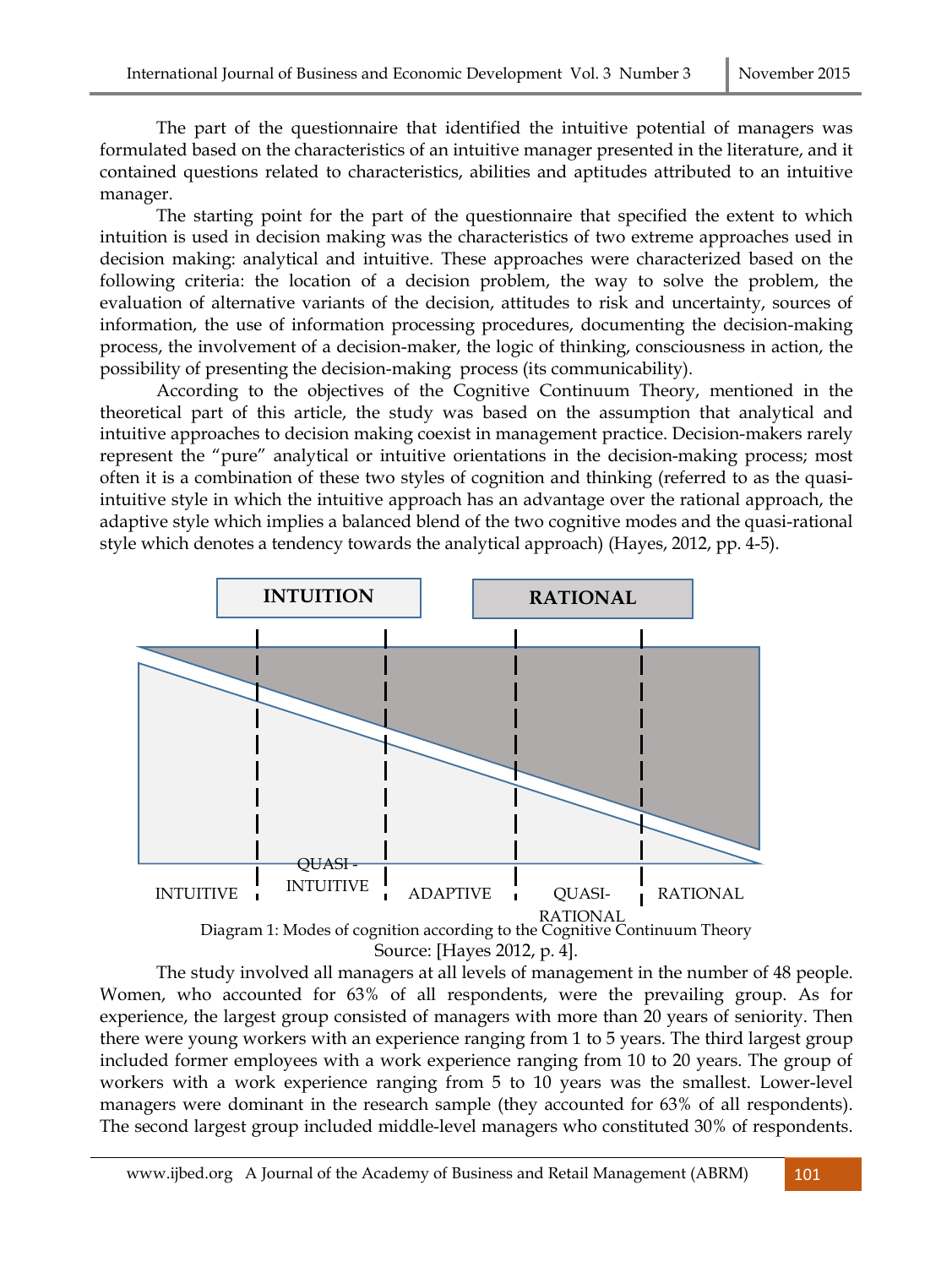The part of the questionnaire that identified the intuitive potential of managers was formulated based on the characteristics of an intuitive manager presented in the literature, and it contained questions related to characteristics, abilities and aptitudes attributed to an intuitive manager.

The starting point for the part of the questionnaire that specified the extent to which intuition is used in decision making was the characteristics of two extreme approaches used in decision making: analytical and intuitive. These approaches were characterized based on the following criteria: the location of a decision problem, the way to solve the problem, the evaluation of alternative variants of the decision, attitudes to risk and uncertainty, sources of information, the use of information processing procedures, documenting the decision-making process, the involvement of a decision-maker, the logic of thinking, consciousness in action, the possibility of presenting the decision-making process (its communicability).

According to the objectives of the Cognitive Continuum Theory, mentioned in the theoretical part of this article, the study was based on the assumption that analytical and intuitive approaches to decision making coexist in management practice. Decision-makers rarely represent the "pure" analytical or intuitive orientations in the decision-making process; most often it is a combination of these two styles of cognition and thinking (referred to as the quasi-intuitive style in which the intuitive approach has an advantage over the rational approach, the adaptive style which implies a balanced blend of the two cognitive modes and the quasi-rational style which denotes a tendency towards the analytical approach) (Hayes, 2012, pp. 4-5).

INTUITION | RATIONAL

INTUITIVE | QUASI - INTUITIVE | ADAPTIVE | QUASI-RATIONAL | RATIONAL

Diagram 1: Modes of cognition according to the Cognitive Continuum Theory
Source: [Hayes 2012, p. 4].

The study involved all managers at all levels of management in the number of 48 people. Women, who accounted for 63% of all respondents, were the prevailing group. As for experience, the largest group consisted of managers with more than 20 years of seniority. Then there were young workers with an experience ranging from 1 to 5 years. The third largest group included former employees with a work experience ranging from 10 to 20 years. The group of workers with a work experience ranging from 5 to 10 years was the smallest. Lower-level managers were dominant in the research sample (they accounted for 63% of all respondents). The second largest group included middle-level managers who constituted 30% of respondents.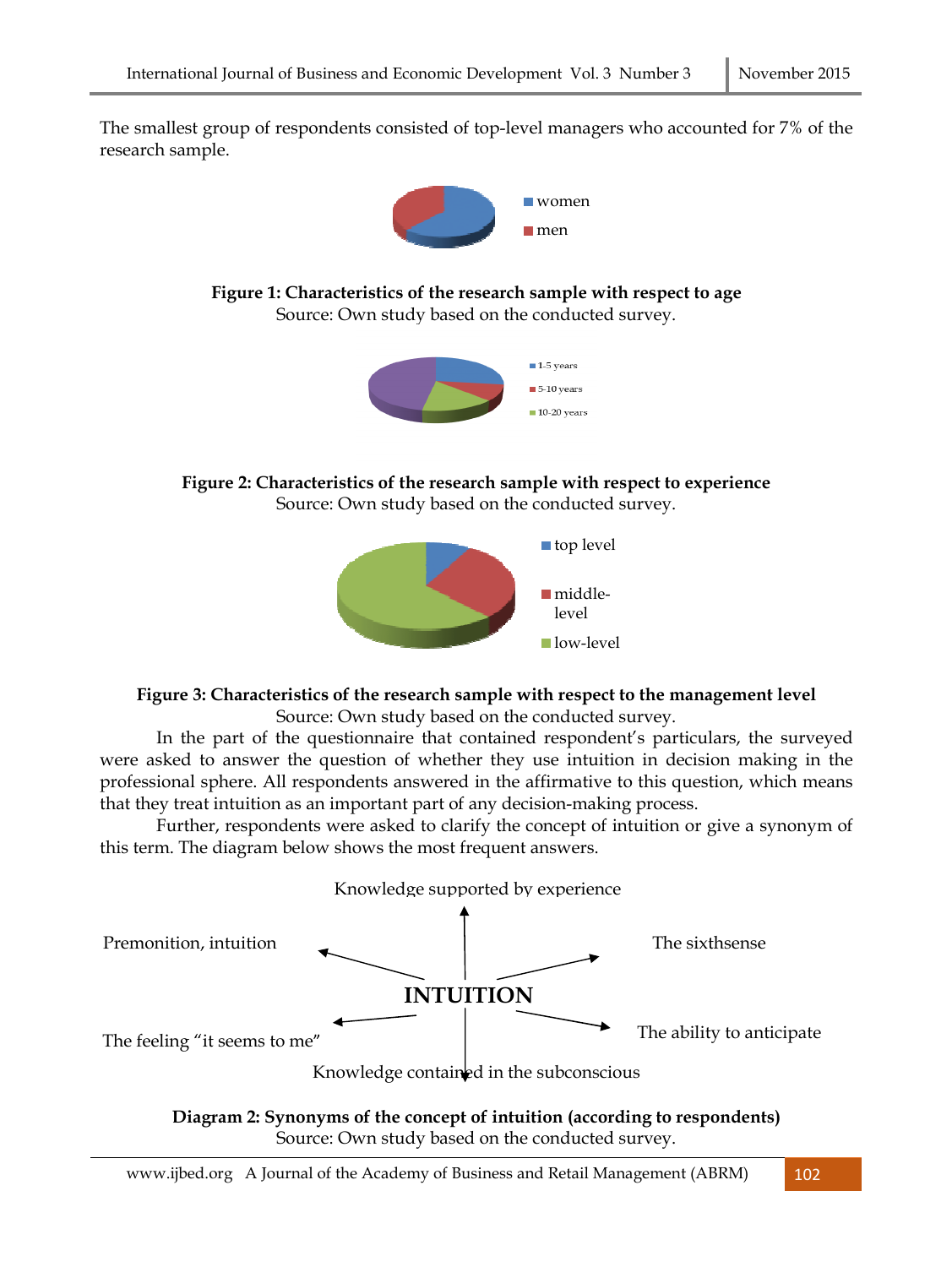The smallest group of respondents consisted of top-level managers who accounted for 7% of the research sample.

women

men

**Figure 1: Characteristics of the research sample with respect to age**
Source: Own study based on the conducted survey.

1-5 years

5-10 years

10-20 years

**Figure 2: Characteristics of the research sample with respect to experience**
Source: Own study based on the conducted survey.

top level

middle-level

low-level

**Figure 3: Characteristics of the research sample with respect to the management level**
Source: Own study based on the conducted survey.

In the part of the questionnaire that contained respondent's particulars, the surveyed were asked to answer the question of whether they use intuition in decision making in the professional sphere. All respondents answered in the affirmative to this question, which means that they treat intuition as an important part of any decision-making process.

Further, respondents were asked to clarify the concept of intuition or give a synonym of this term. The diagram below shows the most frequent answers.

**INTUITION**

- Knowledge supported by experience
- Premonition, intuition
- The sixthsense
- The feeling "it seems to me"
- The ability to anticipate
- Knowledge contained in the subconscious

**Diagram 2: Synonyms of the concept of intuition (according to respondents)**
Source: Own study based on the conducted survey.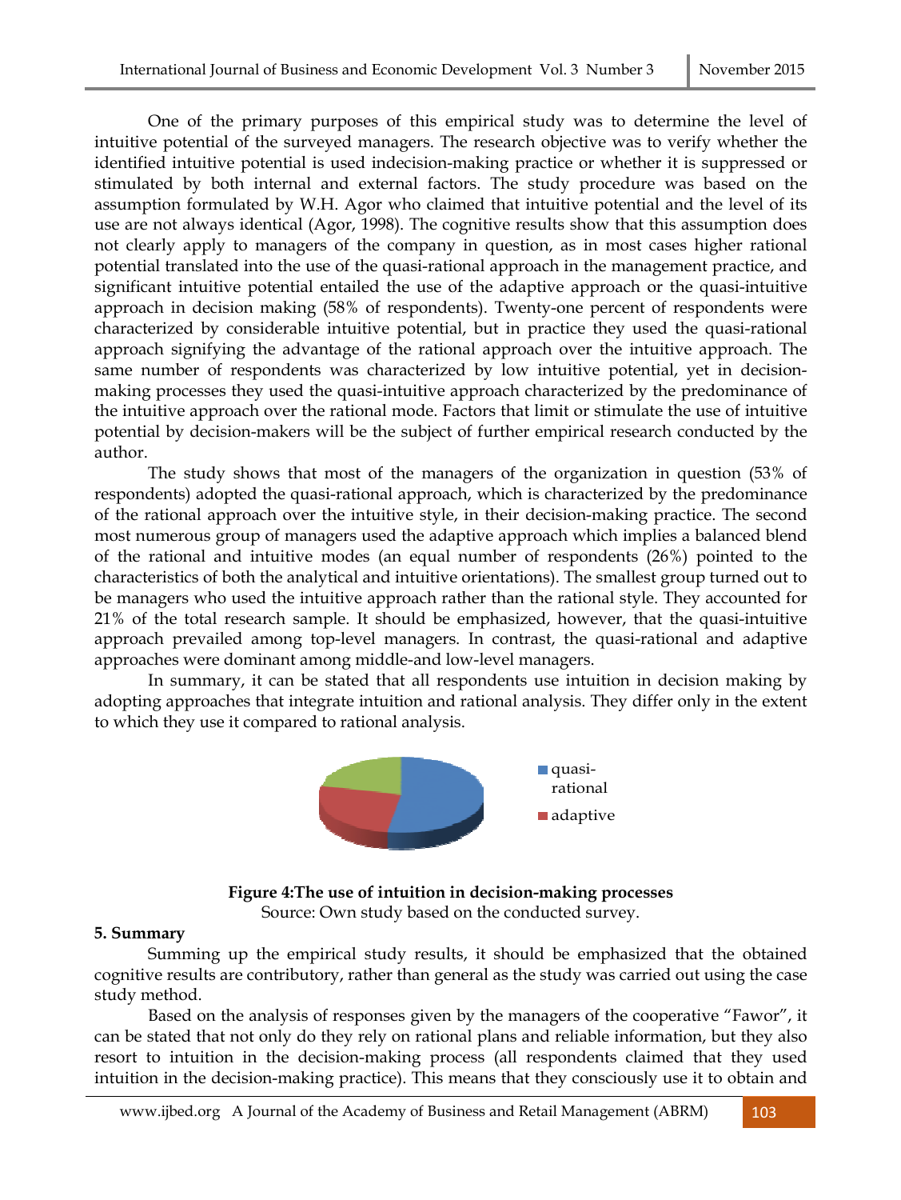One of the primary purposes of this empirical study was to determine the level of intuitive potential of the surveyed managers. The research objective was to verify whether the identified intuitive potential is used indecision-making practice or whether it is suppressed or stimulated by both internal and external factors. The study procedure was based on the assumption formulated by W.H. Agor who claimed that intuitive potential and the level of its use are not always identical (Agor, 1998). The cognitive results show that this assumption does not clearly apply to managers of the company in question, as in most cases higher rational potential translated into the use of the quasi-rational approach in the management practice, and significant intuitive potential entailed the use of the adaptive approach or the quasi-intuitive approach in decision making (58% of respondents). Twenty-one percent of respondents were characterized by considerable intuitive potential, but in practice they used the quasi-rational approach signifying the advantage of the rational approach over the intuitive approach. The same number of respondents was characterized by low intuitive potential, yet in decision-making processes they used the quasi-intuitive approach characterized by the predominance of the intuitive approach over the rational mode. Factors that limit or stimulate the use of intuitive potential by decision-makers will be the subject of further empirical research conducted by the author.

The study shows that most of the managers of the organization in question (53% of respondents) adopted the quasi-rational approach, which is characterized by the predominance of the rational approach over the intuitive style, in their decision-making practice. The second most numerous group of managers used the adaptive approach which implies a balanced blend of the rational and intuitive modes (an equal number of respondents (26%) pointed to the characteristics of both the analytical and intuitive orientations). The smallest group turned out to be managers who used the intuitive approach rather than the rational style. They accounted for 21% of the total research sample. It should be emphasized, however, that the quasi-intuitive approach prevailed among top-level managers. In contrast, the quasi-rational and adaptive approaches were dominant among middle-and low-level managers.

In summary, it can be stated that all respondents use intuition in decision making by adopting approaches that integrate intuition and rational analysis. They differ only in the extent to which they use it compared to rational analysis.

quasi-rational
adaptive

**Figure 4:The use of intuition in decision-making processes**

Source: Own study based on the conducted survey.

**5. Summary**

Summing up the empirical study results, it should be emphasized that the obtained cognitive results are contributory, rather than general as the study was carried out using the case study method.

Based on the analysis of responses given by the managers of the cooperative "Fawor", it can be stated that not only do they rely on rational plans and reliable information, but they also resort to intuition in the decision-making process (all respondents claimed that they used intuition in the decision-making practice). This means that they consciously use it to obtain and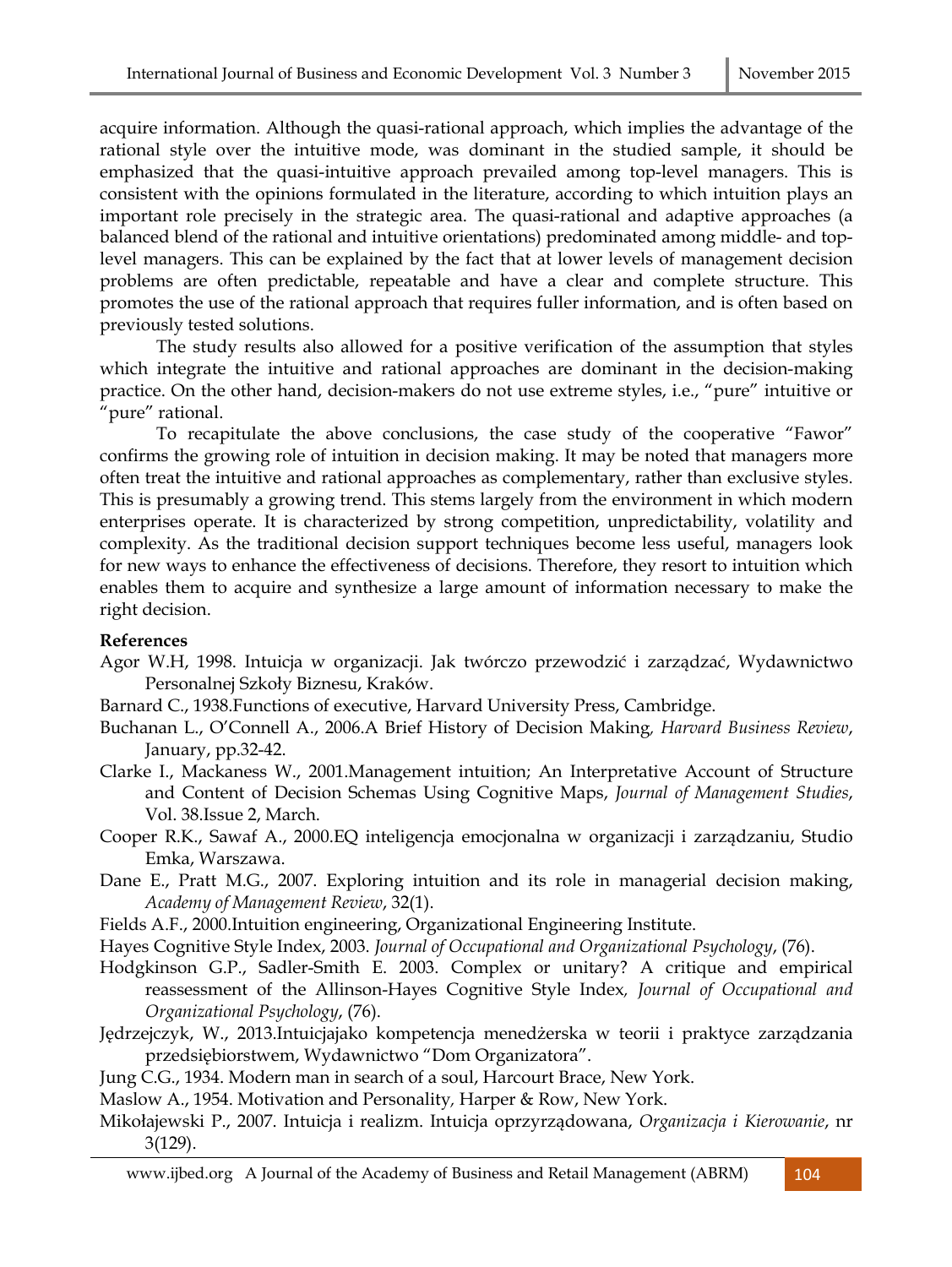acquire information. Although the quasi-rational approach, which implies the advantage of the rational style over the intuitive mode, was dominant in the studied sample, it should be emphasized that the quasi-intuitive approach prevailed among top-level managers. This is consistent with the opinions formulated in the literature, according to which intuition plays an important role precisely in the strategic area. The quasi-rational and adaptive approaches (a balanced blend of the rational and intuitive orientations) predominated among middle- and top-level managers. This can be explained by the fact that at lower levels of management decision problems are often predictable, repeatable and have a clear and complete structure. This promotes the use of the rational approach that requires fuller information, and is often based on previously tested solutions.

The study results also allowed for a positive verification of the assumption that styles which integrate the intuitive and rational approaches are dominant in the decision-making practice. On the other hand, decision-makers do not use extreme styles, i.e., "pure" intuitive or "pure" rational.

To recapitulate the above conclusions, the case study of the cooperative "Fawor" confirms the growing role of intuition in decision making. It may be noted that managers more often treat the intuitive and rational approaches as complementary, rather than exclusive styles. This is presumably a growing trend. This stems largely from the environment in which modern enterprises operate. It is characterized by strong competition, unpredictability, volatility and complexity. As the traditional decision support techniques become less useful, managers look for new ways to enhance the effectiveness of decisions. Therefore, they resort to intuition which enables them to acquire and synthesize a large amount of information necessary to make the right decision.

**References**

Agor W.H, 1998. Intuicja w organizacji. Jak twórczo przewodzić i zarządzać, Wydawnictwo Personalnej Szkoły Biznesu, Kraków.

Barnard C., 1938.Functions of executive, Harvard University Press, Cambridge.

Buchanan L., O'Connell A., 2006.A Brief History of Decision Making, *Harvard Business Review*, January, pp.32-42.

Clarke I., Mackaness W., 2001.Management intuition; An Interpretative Account of Structure and Content of Decision Schemas Using Cognitive Maps, *Journal of Management Studies*, Vol. 38.Issue 2, March.

Cooper R.K., Sawaf A., 2000.EQ inteligencja emocjonalna w organizacji i zarządzaniu, Studio Emka, Warszawa.

Dane E., Pratt M.G., 2007. Exploring intuition and its role in managerial decision making, *Academy of Management Review*, 32(1).

Fields A.F., 2000.Intuition engineering, Organizational Engineering Institute.

Hayes Cognitive Style Index, 2003. *Journal of Occupational and Organizational Psychology*, (76).

Hodgkinson G.P., Sadler-Smith E. 2003. Complex or unitary? A critique and empirical reassessment of the Allinson-Hayes Cognitive Style Index, *Journal of Occupational and Organizational Psychology*, (76).

Jędrzejczyk, W., 2013.Intuicjajako kompetencja menedżerska w teorii i praktyce zarządzania przedsiębiorstwem, Wydawnictwo "Dom Organizatora".

Jung C.G., 1934. Modern man in search of a soul, Harcourt Brace, New York.

Maslow A., 1954. Motivation and Personality, Harper & Row, New York.

Mikołajewski P., 2007. Intuicja i realizm. Intuicja oprzyrządowana, *Organizacja i Kierowanie*, nr 3(129).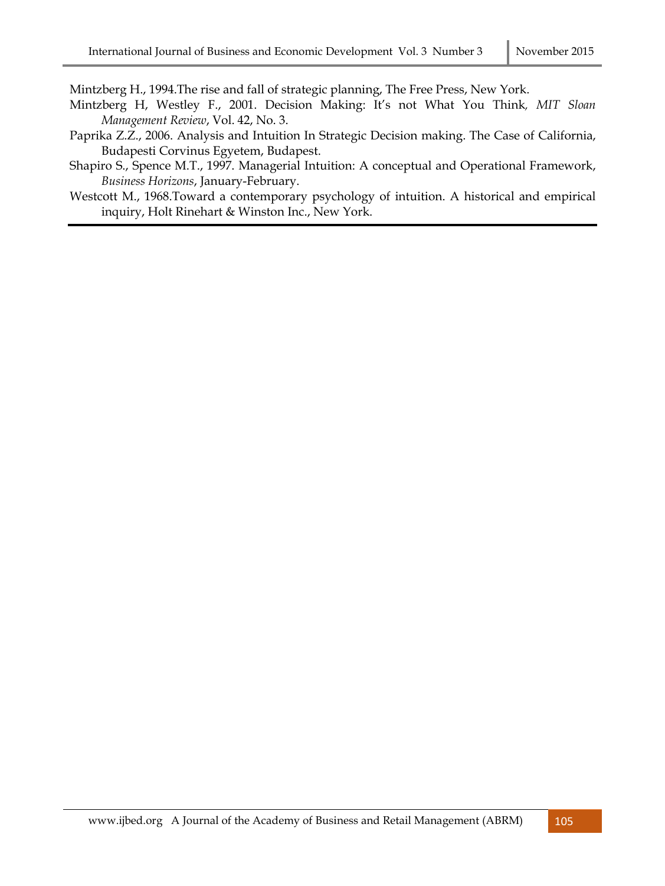Mintzberg H., 1994.The rise and fall of strategic planning, The Free Press, New York.

Mintzberg H, Westley F., 2001. Decision Making: It's not What You Think, *MIT Sloan Management Review*, Vol. 42, No. 3.

Paprika Z.Z., 2006. Analysis and Intuition In Strategic Decision making. The Case of California, Budapesti Corvinus Egyetem, Budapest.

Shapiro S., Spence M.T., 1997. Managerial Intuition: A conceptual and Operational Framework, *Business Horizons*, January-February.

Westcott M., 1968.Toward a contemporary psychology of intuition. A historical and empirical inquiry, Holt Rinehart & Winston Inc., New York.